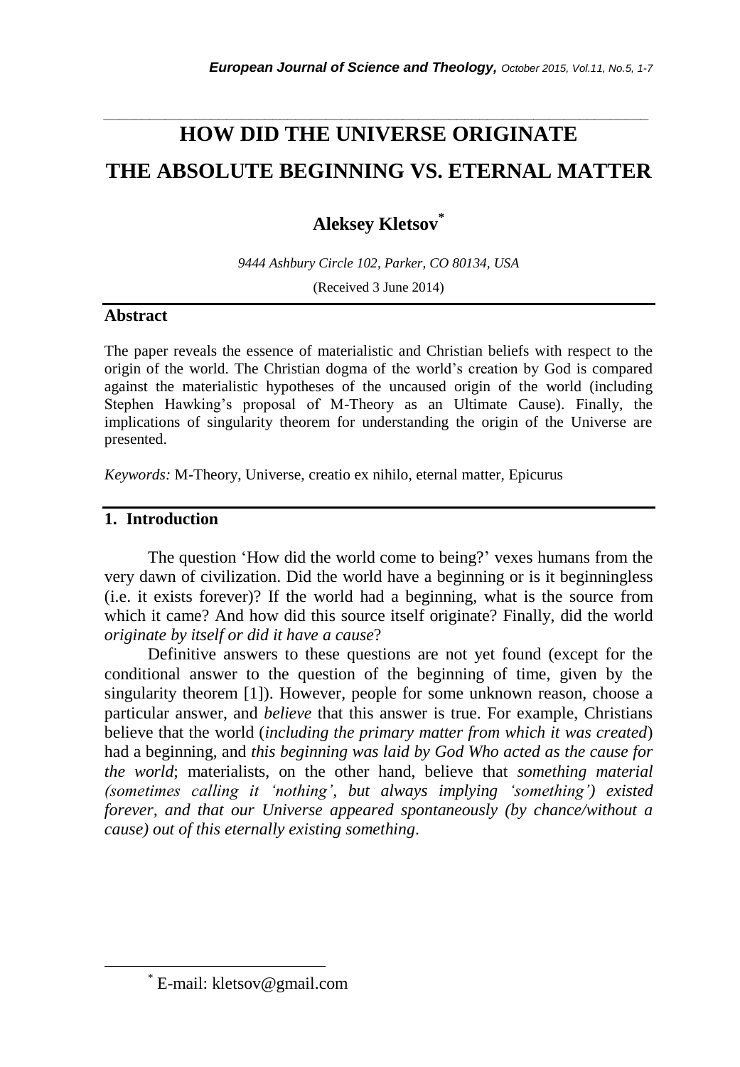# HOW DID THE UNIVERSE ORIGINATE
# THE ABSOLUTE BEGINNING VS. ETERNAL MATTER

**Aleksey Kletsov***

*9444 Ashbury Circle 102, Parker, CO 80134, USA*

(Received 3 June 2014)

## Abstract

The paper reveals the essence of materialistic and Christian beliefs with respect to the origin of the world. The Christian dogma of the world's creation by God is compared against the materialistic hypotheses of the uncaused origin of the world (including Stephen Hawking's proposal of M-Theory as an Ultimate Cause). Finally, the implications of singularity theorem for understanding the origin of the Universe are presented.

*Keywords:* M-Theory, Universe, creatio ex nihilo, eternal matter, Epicurus

## 1. Introduction

The question 'How did the world come to being?' vexes humans from the very dawn of civilization. Did the world have a beginning or is it beginningless (i.e. it exists forever)? If the world had a beginning, what is the source from which it came? And how did this source itself originate? Finally, did the world *originate by itself or did it have a cause*?

Definitive answers to these questions are not yet found (except for the conditional answer to the question of the beginning of time, given by the singularity theorem [1]). However, people for some unknown reason, choose a particular answer, and *believe* that this answer is true. For example, Christians believe that the world (*including the primary matter from which it was created*) had a beginning, and *this beginning was laid by God Who acted as the cause for the world*; materialists, on the other hand, believe that *something material (sometimes calling it 'nothing', but always implying 'something') existed forever, and that our Universe appeared spontaneously (by chance/without a cause) out of this eternally existing something*.

---

* E-mail: kletsov@gmail.com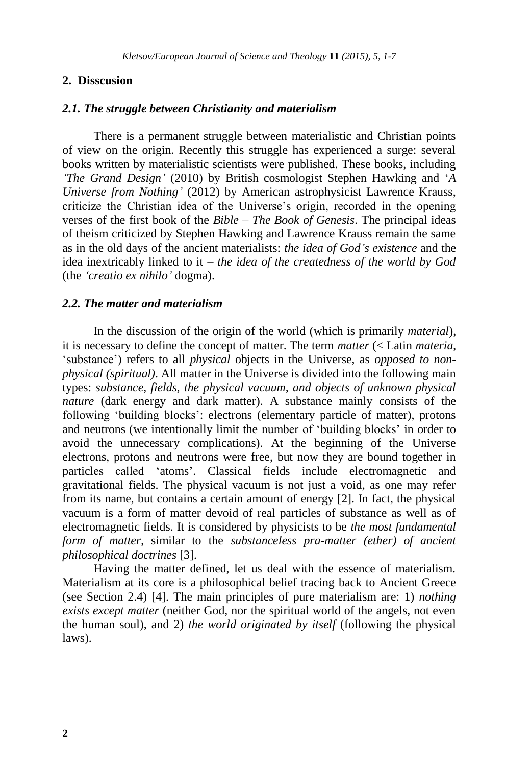## 2. Disscusion

### *2.1. The struggle between Christianity and materialism*

There is a permanent struggle between materialistic and Christian points of view on the origin. Recently this struggle has experienced a surge: several books written by materialistic scientists were published. These books, including *'The Grand Design'* (2010) by British cosmologist Stephen Hawking and '*A Universe from Nothing'* (2012) by American astrophysicist Lawrence Krauss, criticize the Christian idea of the Universe's origin, recorded in the opening verses of the first book of the *Bible* – *The Book of Genesis*. The principal ideas of theism criticized by Stephen Hawking and Lawrence Krauss remain the same as in the old days of the ancient materialists: *the idea of God's existence* and the idea inextricably linked to it – *the idea of the createdness of the world by God* (the *'creatio ex nihilo'* dogma).

### *2.2. The matter and materialism*

In the discussion of the origin of the world (which is primarily *material*), it is necessary to define the concept of matter. The term *matter* (< Latin *materia*, 'substance') refers to all *physical* objects in the Universe, as *opposed to non-physical (spiritual)*. All matter in the Universe is divided into the following main types: *substance, fields, the physical vacuum, and objects of unknown physical nature* (dark energy and dark matter). A substance mainly consists of the following 'building blocks': electrons (elementary particle of matter), protons and neutrons (we intentionally limit the number of 'building blocks' in order to avoid the unnecessary complications). At the beginning of the Universe electrons, protons and neutrons were free, but now they are bound together in particles called 'atoms'. Classical fields include electromagnetic and gravitational fields. The physical vacuum is not just a void, as one may refer from its name, but contains a certain amount of energy [2]. In fact, the physical vacuum is a form of matter devoid of real particles of substance as well as of electromagnetic fields. It is considered by physicists to be *the most fundamental form of matter*, similar to the *substanceless pra-matter (ether) of ancient philosophical doctrines* [3].

Having the matter defined, let us deal with the essence of materialism. Materialism at its core is a philosophical belief tracing back to Ancient Greece (see Section 2.4) [4]. The main principles of pure materialism are: 1) *nothing exists except matter* (neither God, nor the spiritual world of the angels, not even the human soul), and 2) *the world originated by itself* (following the physical laws).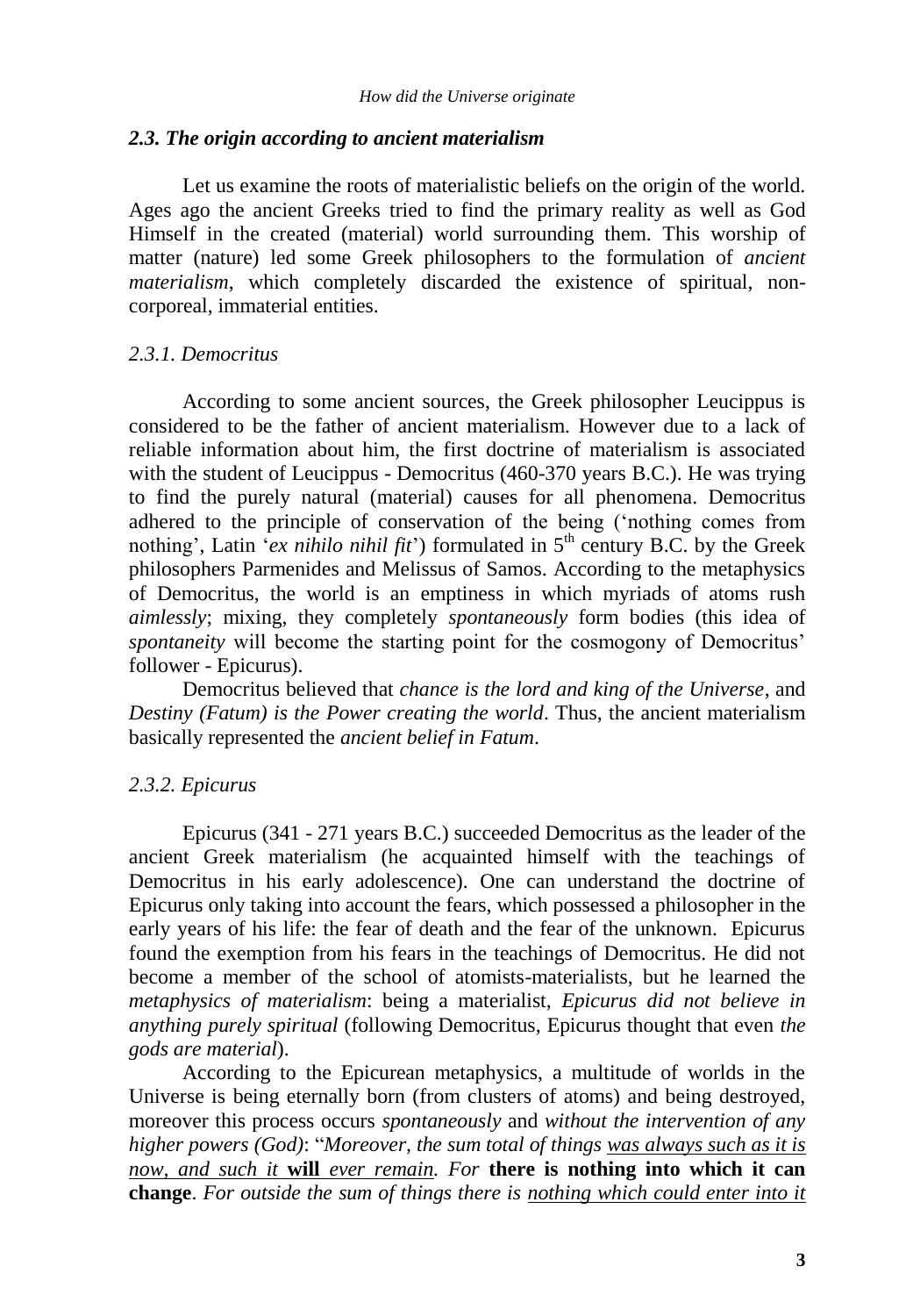### *2.3. The origin according to ancient materialism*

Let us examine the roots of materialistic beliefs on the origin of the world. Ages ago the ancient Greeks tried to find the primary reality as well as God Himself in the created (material) world surrounding them. This worship of matter (nature) led some Greek philosophers to the formulation of *ancient materialism*, which completely discarded the existence of spiritual, non-corporeal, immaterial entities.

#### *2.3.1. Democritus*

According to some ancient sources, the Greek philosopher Leucippus is considered to be the father of ancient materialism. However due to a lack of reliable information about him, the first doctrine of materialism is associated with the student of Leucippus - Democritus (460-370 years B.C.). He was trying to find the purely natural (material) causes for all phenomena. Democritus adhered to the principle of conservation of the being ('nothing comes from nothing', Latin '*ex nihilo nihil fit*') formulated in 5th century B.C. by the Greek philosophers Parmenides and Melissus of Samos. According to the metaphysics of Democritus, the world is an emptiness in which myriads of atoms rush *aimlessly*; mixing, they completely *spontaneously* form bodies (this idea of *spontaneity* will become the starting point for the cosmogony of Democritus' follower - Epicurus).

Democritus believed that *chance is the lord and king of the Universe*, and *Destiny (Fatum) is the Power creating the world*. Thus, the ancient materialism basically represented the *ancient belief in Fatum*.

#### *2.3.2. Epicurus*

Epicurus (341 - 271 years B.C.) succeeded Democritus as the leader of the ancient Greek materialism (he acquainted himself with the teachings of Democritus in his early adolescence). One can understand the doctrine of Epicurus only taking into account the fears, which possessed a philosopher in the early years of his life: the fear of death and the fear of the unknown. Epicurus found the exemption from his fears in the teachings of Democritus. He did not become a member of the school of atomists-materialists, but he learned the *metaphysics of materialism*: being a materialist, *Epicurus did not believe in anything purely spiritual* (following Democritus, Epicurus thought that even *the gods are material*).

According to the Epicurean metaphysics, a multitude of worlds in the Universe is being eternally born (from clusters of atoms) and being destroyed, moreover this process occurs *spontaneously* and *without the intervention of any higher powers (God)*: "*Moreover, the sum total of things <u>was always such as it is now, and such it</u>* **<u>will</u>** *<u>ever remain.</u> For* **there is nothing into which it can change**. *For outside the sum of things there is <u>nothing which could enter into it</u>*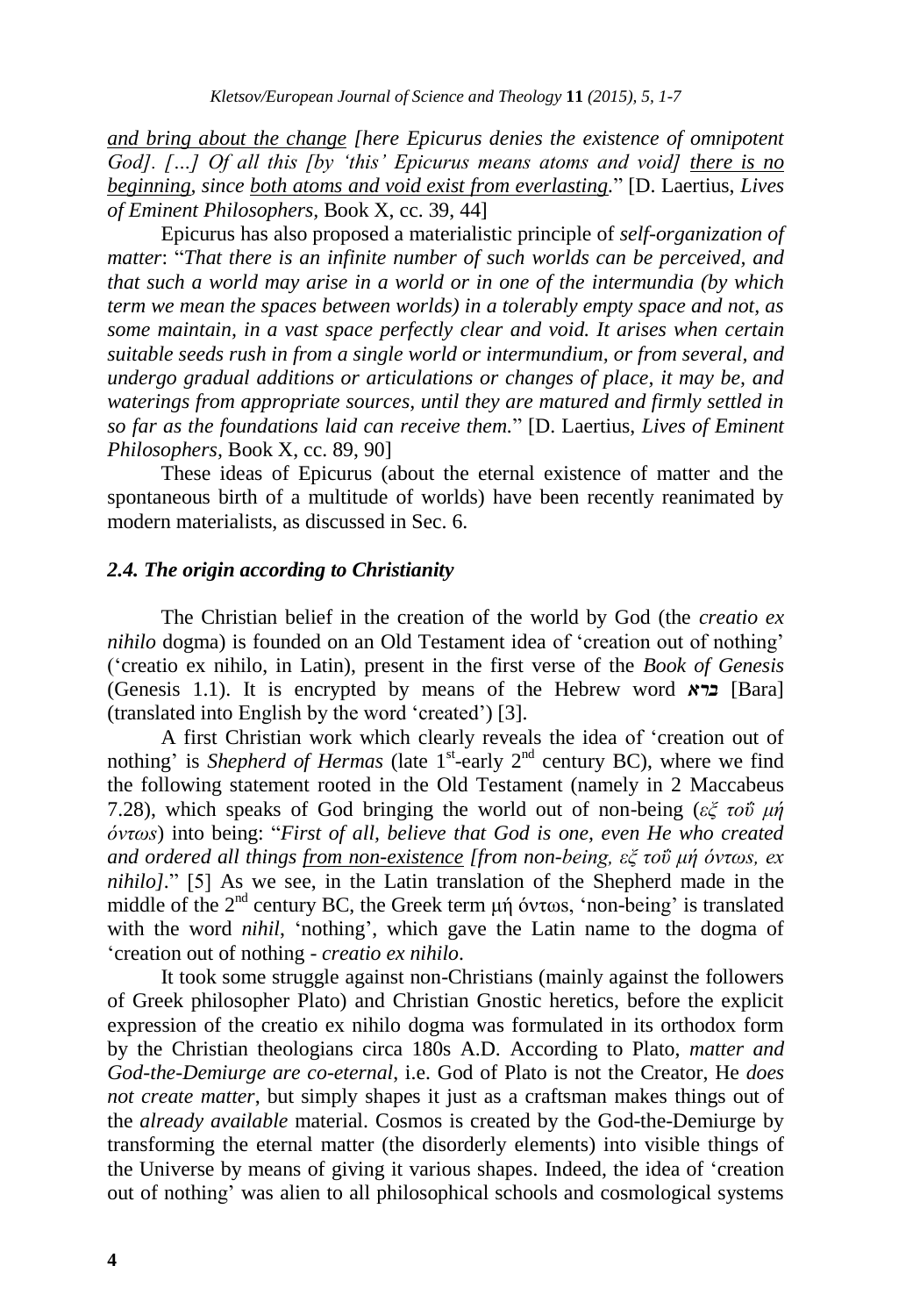*and bring about the change [here Epicurus denies the existence of omnipotent God]. […] Of all this [by 'this' Epicurus means atoms and void] there is no beginning, since both atoms and void exist from everlasting.*" [D. Laertius, *Lives of Eminent Philosophers*, Book X, cc. 39, 44]

Epicurus has also proposed a materialistic principle of *self-organization of matter*: "*That there is an infinite number of such worlds can be perceived, and that such a world may arise in a world or in one of the intermundia (by which term we mean the spaces between worlds) in a tolerably empty space and not, as some maintain, in a vast space perfectly clear and void. It arises when certain suitable seeds rush in from a single world or intermundium, or from several, and undergo gradual additions or articulations or changes of place, it may be, and waterings from appropriate sources, until they are matured and firmly settled in so far as the foundations laid can receive them.*" [D. Laertius, *Lives of Eminent Philosophers*, Book X, cc. 89, 90]

These ideas of Epicurus (about the eternal existence of matter and the spontaneous birth of a multitude of worlds) have been recently reanimated by modern materialists, as discussed in Sec. 6.

### *2.4. The origin according to Christianity*

The Christian belief in the creation of the world by God (the *creatio ex nihilo* dogma) is founded on an Old Testament idea of 'creation out of nothing' ('creatio ex nihilo, in Latin), present in the first verse of the *Book of Genesis* (Genesis 1.1). It is encrypted by means of the Hebrew word **ברא** [Bara] (translated into English by the word 'created') [3].

A first Christian work which clearly reveals the idea of 'creation out of nothing' is *Shepherd of Hermas* (late 1st-early 2nd century BC), where we find the following statement rooted in the Old Testament (namely in 2 Maccabeus 7.28), which speaks of God bringing the world out of non-being (*εξ τοῦ μή όντως*) into being: "*First of all, believe that God is one, even He who created and ordered all things from non-existence [from non-being, εξ τοῦ μή όντως, ex nihilo]*." [5] As we see, in the Latin translation of the Shepherd made in the middle of the 2nd century BC, the Greek term μή όντως, 'non-being' is translated with the word *nihil*, 'nothing', which gave the Latin name to the dogma of 'creation out of nothing - *creatio ex nihilo*.

It took some struggle against non-Christians (mainly against the followers of Greek philosopher Plato) and Christian Gnostic heretics, before the explicit expression of the creatio ex nihilo dogma was formulated in its orthodox form by the Christian theologians circa 180s A.D. According to Plato, *matter and God-the-Demiurge are co-eternal*, i.e. God of Plato is not the Creator, He *does not create matter*, but simply shapes it just as a craftsman makes things out of the *already available* material. Cosmos is created by the God-the-Demiurge by transforming the eternal matter (the disorderly elements) into visible things of the Universe by means of giving it various shapes. Indeed, the idea of 'creation out of nothing' was alien to all philosophical schools and cosmological systems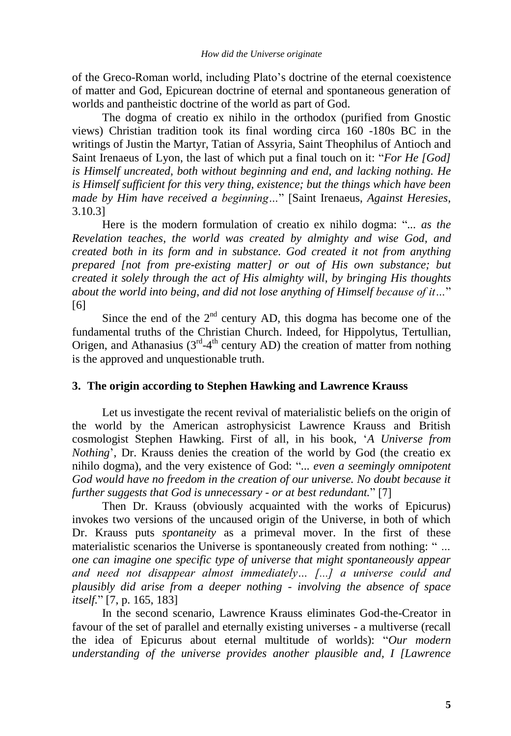of the Greco-Roman world, including Plato's doctrine of the eternal coexistence of matter and God, Epicurean doctrine of eternal and spontaneous generation of worlds and pantheistic doctrine of the world as part of God.

The dogma of creatio ex nihilo in the orthodox (purified from Gnostic views) Christian tradition took its final wording circa 160 -180s BC in the writings of Justin the Martyr, Tatian of Assyria, Saint Theophilus of Antioch and Saint Irenaeus of Lyon, the last of which put a final touch on it: "*For He [God] is Himself uncreated, both without beginning and end, and lacking nothing. He is Himself sufficient for this very thing, existence; but the things which have been made by Him have received a beginning…*" [Saint Irenaeus, *Against Heresies*, 3.10.3]

Here is the modern formulation of creatio ex nihilo dogma: "*... as the Revelation teaches, the world was created by almighty and wise God, and created both in its form and in substance. God created it not from anything prepared [not from pre-existing matter] or out of His own substance; but created it solely through the act of His almighty will, by bringing His thoughts about the world into being, and did not lose anything of Himself because of it…*" [6]

Since the end of the 2nd century AD, this dogma has become one of the fundamental truths of the Christian Church. Indeed, for Hippolytus, Tertullian, Origen, and Athanasius (3rd-4th century AD) the creation of matter from nothing is the approved and unquestionable truth.

## 3. The origin according to Stephen Hawking and Lawrence Krauss

Let us investigate the recent revival of materialistic beliefs on the origin of the world by the American astrophysicist Lawrence Krauss and British cosmologist Stephen Hawking. First of all, in his book, '*A Universe from Nothing*', Dr. Krauss denies the creation of the world by God (the creatio ex nihilo dogma), and the very existence of God: "*... even a seemingly omnipotent God would have no freedom in the creation of our universe. No doubt because it further suggests that God is unnecessary - or at best redundant.*" [7]

Then Dr. Krauss (obviously acquainted with the works of Epicurus) invokes two versions of the uncaused origin of the Universe, in both of which Dr. Krauss puts *spontaneity* as a primeval mover. In the first of these materialistic scenarios the Universe is spontaneously created from nothing: " *... one can imagine one specific type of universe that might spontaneously appear and need not disappear almost immediately… [...] a universe could and plausibly did arise from a deeper nothing - involving the absence of space itself.*" [7, p. 165, 183]

In the second scenario, Lawrence Krauss eliminates God-the-Creator in favour of the set of parallel and eternally existing universes - a multiverse (recall the idea of Epicurus about eternal multitude of worlds): "*Our modern understanding of the universe provides another plausible and, I [Lawrence*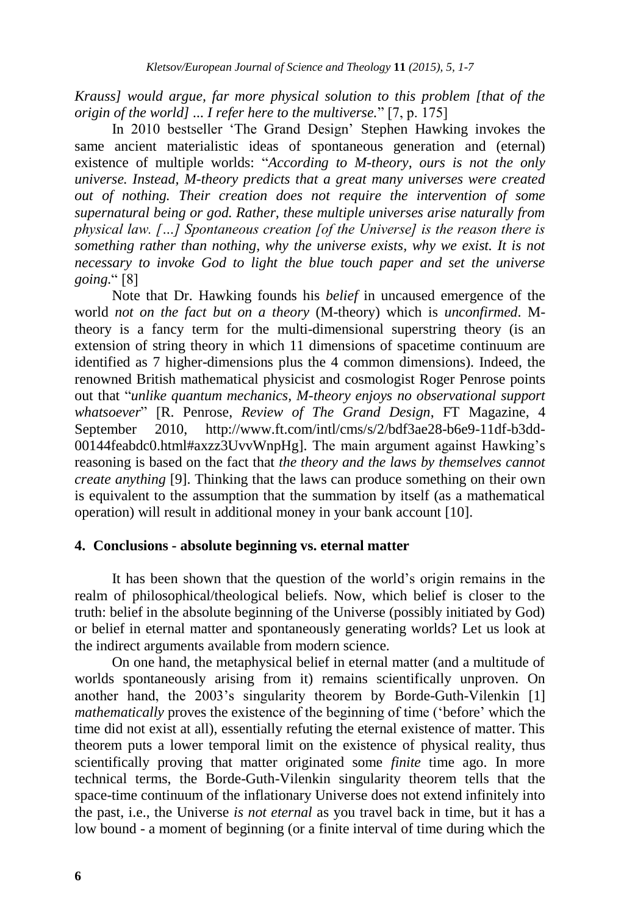*Krauss] would argue, far more physical solution to this problem [that of the origin of the world] ... I refer here to the multiverse.*" [7, p. 175]

In 2010 bestseller 'The Grand Design' Stephen Hawking invokes the same ancient materialistic ideas of spontaneous generation and (eternal) existence of multiple worlds: "*According to M-theory, ours is not the only universe. Instead, M-theory predicts that a great many universes were created out of nothing. Their creation does not require the intervention of some supernatural being or god. Rather, these multiple universes arise naturally from physical law. […] Spontaneous creation [of the Universe] is the reason there is something rather than nothing, why the universe exists, why we exist. It is not necessary to invoke God to light the blue touch paper and set the universe going.*" [8]

Note that Dr. Hawking founds his *belief* in uncaused emergence of the world *not on the fact but on a theory* (M-theory) which is *unconfirmed*. M-theory is a fancy term for the multi-dimensional superstring theory (is an extension of string theory in which 11 dimensions of spacetime continuum are identified as 7 higher-dimensions plus the 4 common dimensions). Indeed, the renowned British mathematical physicist and cosmologist Roger Penrose points out that "*unlike quantum mechanics, M-theory enjoys no observational support whatsoever*" [R. Penrose, *Review of The Grand Design*, FT Magazine, 4 September 2010, http://www.ft.com/intl/cms/s/2/bdf3ae28-b6e9-11df-b3dd-00144feabdc0.html#axzz3UvvWnpHg]. The main argument against Hawking's reasoning is based on the fact that *the theory and the laws by themselves cannot create anything* [9]. Thinking that the laws can produce something on their own is equivalent to the assumption that the summation by itself (as a mathematical operation) will result in additional money in your bank account [10].

## 4. Conclusions - absolute beginning vs. eternal matter

It has been shown that the question of the world's origin remains in the realm of philosophical/theological beliefs. Now, which belief is closer to the truth: belief in the absolute beginning of the Universe (possibly initiated by God) or belief in eternal matter and spontaneously generating worlds? Let us look at the indirect arguments available from modern science.

On one hand, the metaphysical belief in eternal matter (and a multitude of worlds spontaneously arising from it) remains scientifically unproven. On another hand, the 2003's singularity theorem by Borde-Guth-Vilenkin [1] *mathematically* proves the existence of the beginning of time ('before' which the time did not exist at all), essentially refuting the eternal existence of matter. This theorem puts a lower temporal limit on the existence of physical reality, thus scientifically proving that matter originated some *finite* time ago. In more technical terms, the Borde-Guth-Vilenkin singularity theorem tells that the space-time continuum of the inflationary Universe does not extend infinitely into the past, i.e., the Universe *is not eternal* as you travel back in time, but it has a low bound - a moment of beginning (or a finite interval of time during which the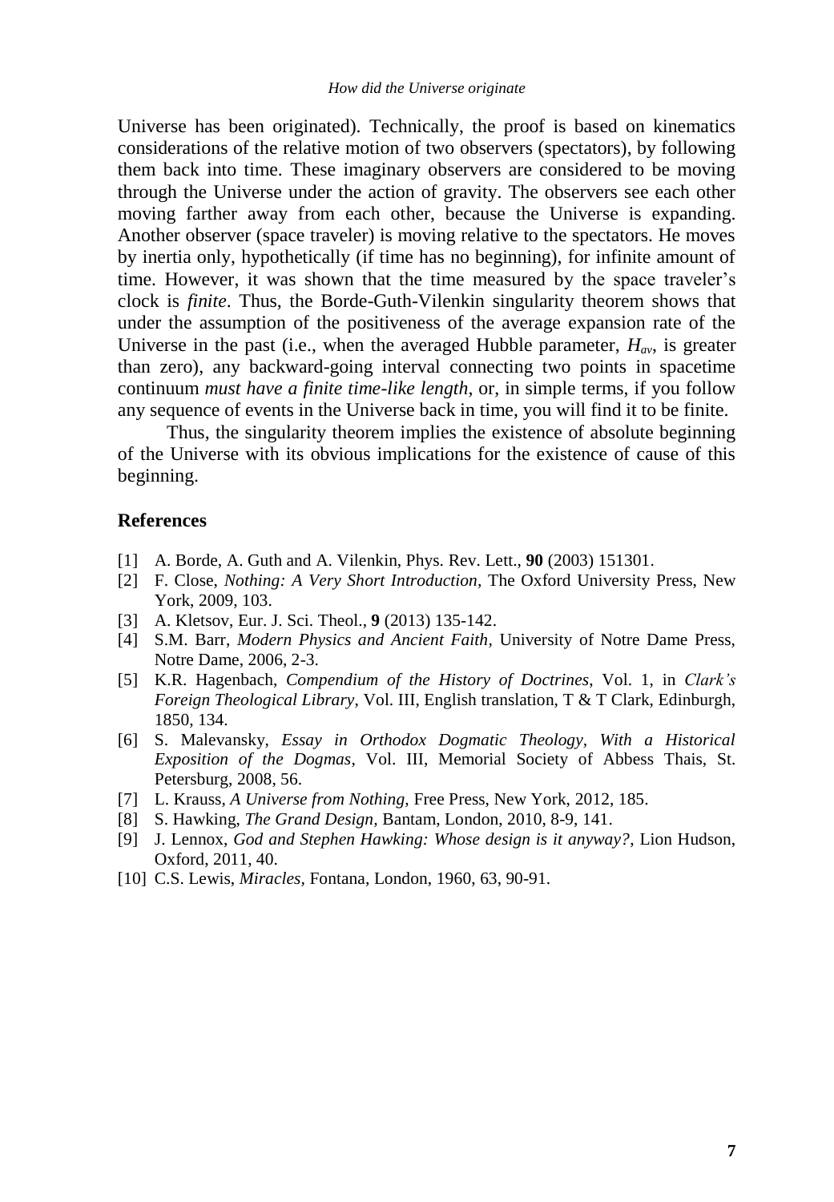Universe has been originated). Technically, the proof is based on kinematics considerations of the relative motion of two observers (spectators), by following them back into time. These imaginary observers are considered to be moving through the Universe under the action of gravity. The observers see each other moving farther away from each other, because the Universe is expanding. Another observer (space traveler) is moving relative to the spectators. He moves by inertia only, hypothetically (if time has no beginning), for infinite amount of time. However, it was shown that the time measured by the space traveler's clock is *finite*. Thus, the Borde-Guth-Vilenkin singularity theorem shows that under the assumption of the positiveness of the average expansion rate of the Universe in the past (i.e., when the averaged Hubble parameter, $H_{av}$, is greater than zero), any backward-going interval connecting two points in spacetime continuum *must have a finite time-like length*, or, in simple terms, if you follow any sequence of events in the Universe back in time, you will find it to be finite.

Thus, the singularity theorem implies the existence of absolute beginning of the Universe with its obvious implications for the existence of cause of this beginning.

## References

[1] A. Borde, A. Guth and A. Vilenkin, Phys. Rev. Lett., **90** (2003) 151301.

[2] F. Close, *Nothing: A Very Short Introduction*, The Oxford University Press, New York, 2009, 103.

[3] A. Kletsov, Eur. J. Sci. Theol., **9** (2013) 135-142.

[4] S.M. Barr, *Modern Physics and Ancient Faith*, University of Notre Dame Press, Notre Dame, 2006, 2-3.

[5] K.R. Hagenbach, *Compendium of the History of Doctrines*, Vol. 1, in *Clark's Foreign Theological Library*, Vol. III, English translation, T & T Clark, Edinburgh, 1850, 134.

[6] S. Malevansky, *Essay in Orthodox Dogmatic Theology, With a Historical Exposition of the Dogmas*, Vol. III, Memorial Society of Abbess Thais, St. Petersburg, 2008, 56.

[7] L. Krauss, *A Universe from Nothing*, Free Press, New York, 2012, 185.

[8] S. Hawking, *The Grand Design*, Bantam, London, 2010, 8-9, 141.

[9] J. Lennox, *God and Stephen Hawking: Whose design is it anyway?*, Lion Hudson, Oxford, 2011, 40.

[10] C.S. Lewis, *Miracles*, Fontana, London, 1960, 63, 90-91.